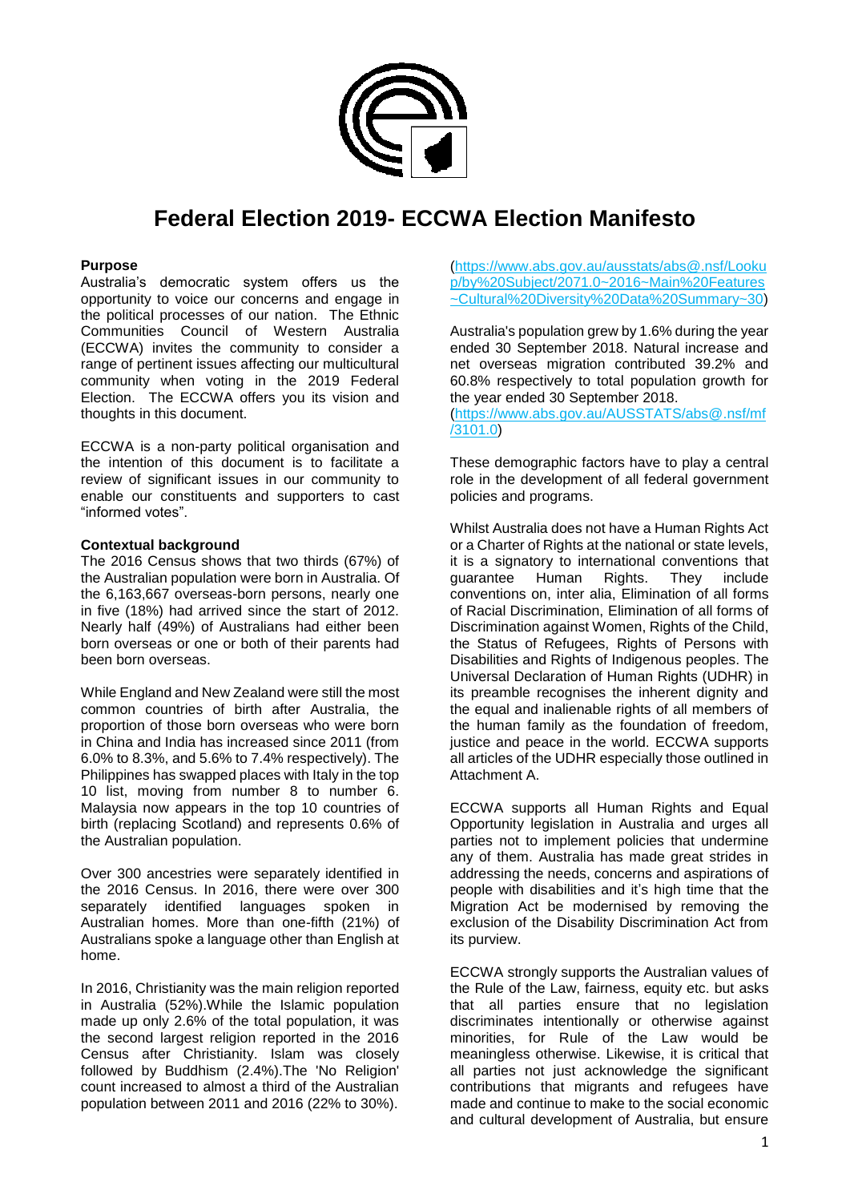# Federal Election 2019- ECCWA Election Manifesto

**Purpose**

Australia's democratic system offers us the opportunity to voice our concerns and engage in the political processes of our nation. The Ethnic Communities Council of Western Australia (ECCWA) invites the community to consider a range of pertinent issues affecting our multicultural community when voting in the 2019 Federal Election. The ECCWA offers you its vision and thoughts in this document.

ECCWA is a non-party political organisation and the intention of this document is to facilitate a review of significant issues in our community to enable our constituents and supporters to cast "informed votes".

**Contextual background**

The 2016 Census shows that two thirds (67%) of the Australian population were born in Australia. Of the 6,163,667 overseas-born persons, nearly one in five (18%) had arrived since the start of 2012. Nearly half (49%) of Australians had either been born overseas or one or both of their parents had been born overseas.

While England and New Zealand were still the most common countries of birth after Australia, the proportion of those born overseas who were born in China and India has increased since 2011 (from 6.0% to 8.3%, and 5.6% to 7.4% respectively). The Philippines has swapped places with Italy in the top 10 list, moving from number 8 to number 6. Malaysia now appears in the top 10 countries of birth (replacing Scotland) and represents 0.6% of the Australian population.

Over 300 ancestries were separately identified in the 2016 Census. In 2016, there were over 300 separately identified languages spoken in Australian homes. More than one-fifth (21%) of Australians spoke a language other than English at home.

In 2016, Christianity was the main religion reported in Australia (52%).While the Islamic population made up only 2.6% of the total population, it was the second largest religion reported in the 2016 Census after Christianity. Islam was closely followed by Buddhism (2.4%).The 'No Religion' count increased to almost a third of the Australian population between 2011 and 2016 (22% to 30%). (https://www.abs.gov.au/ausstats/abs@.nsf/Lookup/by%20Subject/2071.0~2016~Main%20Features~Cultural%20Diversity%20Data%20Summary~30)

Australia's population grew by 1.6% during the year ended 30 September 2018. Natural increase and net overseas migration contributed 39.2% and 60.8% respectively to total population growth for the year ended 30 September 2018. (https://www.abs.gov.au/AUSSTATS/abs@.nsf/mf/3101.0)

These demographic factors have to play a central role in the development of all federal government policies and programs.

Whilst Australia does not have a Human Rights Act or a Charter of Rights at the national or state levels, it is a signatory to international conventions that guarantee Human Rights. They include conventions on, inter alia, Elimination of all forms of Racial Discrimination, Elimination of all forms of Discrimination against Women, Rights of the Child, the Status of Refugees, Rights of Persons with Disabilities and Rights of Indigenous peoples. The Universal Declaration of Human Rights (UDHR) in its preamble recognises the inherent dignity and the equal and inalienable rights of all members of the human family as the foundation of freedom, justice and peace in the world. ECCWA supports all articles of the UDHR especially those outlined in Attachment A.

ECCWA supports all Human Rights and Equal Opportunity legislation in Australia and urges all parties not to implement policies that undermine any of them. Australia has made great strides in addressing the needs, concerns and aspirations of people with disabilities and it's high time that the Migration Act be modernised by removing the exclusion of the Disability Discrimination Act from its purview.

ECCWA strongly supports the Australian values of the Rule of the Law, fairness, equity etc. but asks that all parties ensure that no legislation discriminates intentionally or otherwise against minorities, for Rule of the Law would be meaningless otherwise. Likewise, it is critical that all parties not just acknowledge the significant contributions that migrants and refugees have made and continue to make to the social economic and cultural development of Australia, but ensure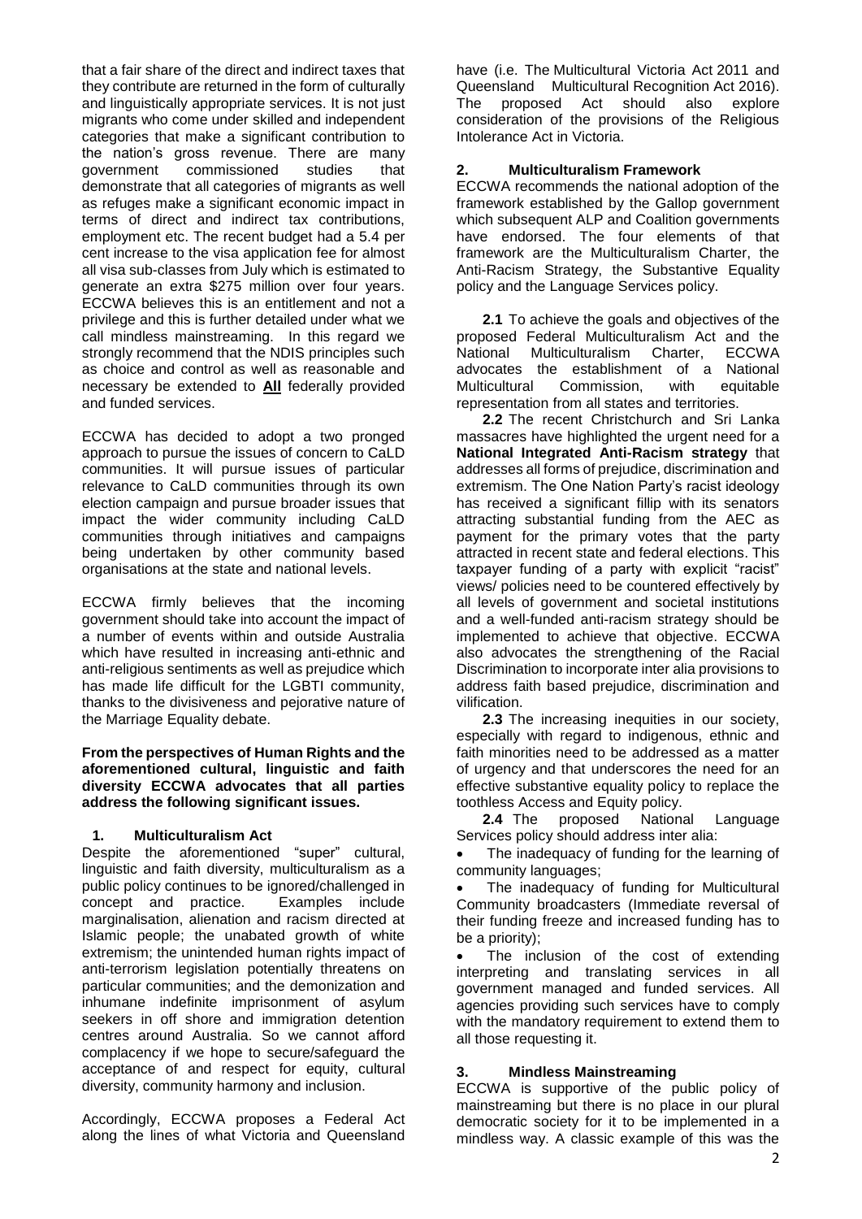that a fair share of the direct and indirect taxes that they contribute are returned in the form of culturally and linguistically appropriate services. It is not just migrants who come under skilled and independent categories that make a significant contribution to the nation's gross revenue. There are many government commissioned studies that demonstrate that all categories of migrants as well as refuges make a significant economic impact in terms of direct and indirect tax contributions, employment etc. The recent budget had a 5.4 per cent increase to the visa application fee for almost all visa sub-classes from July which is estimated to generate an extra $275 million over four years. ECCWA believes this is an entitlement and not a privilege and this is further detailed under what we call mindless mainstreaming. In this regard we strongly recommend that the NDIS principles such as choice and control as well as reasonable and necessary be extended to **All** federally provided and funded services.

ECCWA has decided to adopt a two pronged approach to pursue the issues of concern to CaLD communities. It will pursue issues of particular relevance to CaLD communities through its own election campaign and pursue broader issues that impact the wider community including CaLD communities through initiatives and campaigns being undertaken by other community based organisations at the state and national levels.

ECCWA firmly believes that the incoming government should take into account the impact of a number of events within and outside Australia which have resulted in increasing anti-ethnic and anti-religious sentiments as well as prejudice which has made life difficult for the LGBTI community, thanks to the divisiveness and pejorative nature of the Marriage Equality debate.

**From the perspectives of Human Rights and the aforementioned cultural, linguistic and faith diversity ECCWA advocates that all parties address the following significant issues.**

## 1. Multiculturalism Act

Despite the aforementioned "super" cultural, linguistic and faith diversity, multiculturalism as a public policy continues to be ignored/challenged in concept and practice. Examples include marginalisation, alienation and racism directed at Islamic people; the unabated growth of white extremism; the unintended human rights impact of anti-terrorism legislation potentially threatens on particular communities; and the demonization and inhumane indefinite imprisonment of asylum seekers in off shore and immigration detention centres around Australia. So we cannot afford complacency if we hope to secure/safeguard the acceptance of and respect for equity, cultural diversity, community harmony and inclusion.

Accordingly, ECCWA proposes a Federal Act along the lines of what Victoria and Queensland have (i.e. The Multicultural Victoria Act 2011 and Queensland Multicultural Recognition Act 2016). The proposed Act should also explore consideration of the provisions of the Religious Intolerance Act in Victoria.

## 2. Multiculturalism Framework

ECCWA recommends the national adoption of the framework established by the Gallop government which subsequent ALP and Coalition governments have endorsed. The four elements of that framework are the Multiculturalism Charter, the Anti-Racism Strategy, the Substantive Equality policy and the Language Services policy.

**2.1** To achieve the goals and objectives of the proposed Federal Multiculturalism Act and the National Multiculturalism Charter, ECCWA advocates the establishment of a National Multicultural Commission, with equitable representation from all states and territories.

**2.2** The recent Christchurch and Sri Lanka massacres have highlighted the urgent need for a **National Integrated Anti-Racism strategy** that addresses all forms of prejudice, discrimination and extremism. The One Nation Party's racist ideology has received a significant fillip with its senators attracting substantial funding from the AEC as payment for the primary votes that the party attracted in recent state and federal elections. This taxpayer funding of a party with explicit "racist" views/ policies need to be countered effectively by all levels of government and societal institutions and a well-funded anti-racism strategy should be implemented to achieve that objective. ECCWA also advocates the strengthening of the Racial Discrimination to incorporate inter alia provisions to address faith based prejudice, discrimination and vilification.

**2.3** The increasing inequities in our society, especially with regard to indigenous, ethnic and faith minorities need to be addressed as a matter of urgency and that underscores the need for an effective substantive equality policy to replace the toothless Access and Equity policy.

**2.4** The proposed National Language Services policy should address inter alia:

- The inadequacy of funding for the learning of community languages;
- The inadequacy of funding for Multicultural Community broadcasters (Immediate reversal of their funding freeze and increased funding has to be a priority);
- The inclusion of the cost of extending interpreting and translating services in all government managed and funded services. All agencies providing such services have to comply with the mandatory requirement to extend them to all those requesting it.

## 3. Mindless Mainstreaming

ECCWA is supportive of the public policy of mainstreaming but there is no place in our plural democratic society for it to be implemented in a mindless way. A classic example of this was the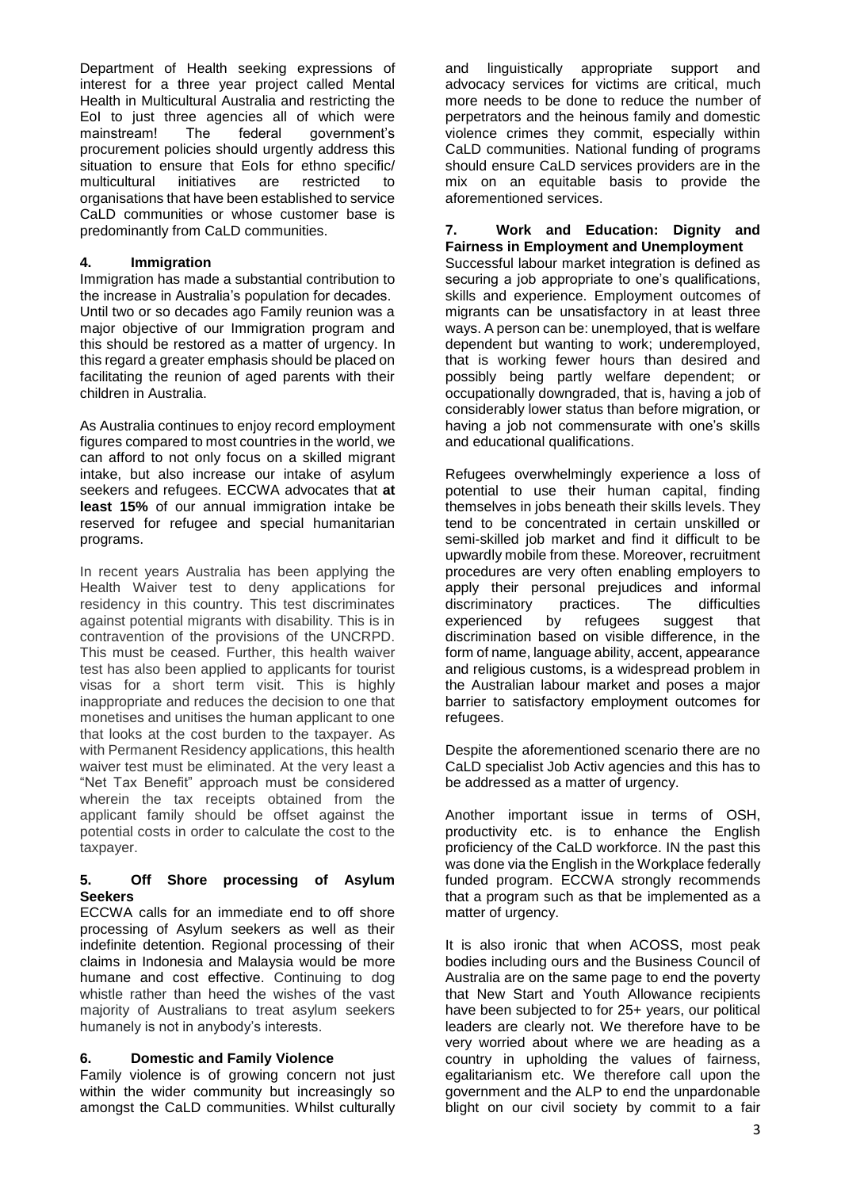Department of Health seeking expressions of interest for a three year project called Mental Health in Multicultural Australia and restricting the EoI to just three agencies all of which were mainstream! The federal government's procurement policies should urgently address this situation to ensure that EoIs for ethno specific/ multicultural initiatives are restricted to organisations that have been established to service CaLD communities or whose customer base is predominantly from CaLD communities.

## 4. Immigration

Immigration has made a substantial contribution to the increase in Australia's population for decades. Until two or so decades ago Family reunion was a major objective of our Immigration program and this should be restored as a matter of urgency. In this regard a greater emphasis should be placed on facilitating the reunion of aged parents with their children in Australia.

As Australia continues to enjoy record employment figures compared to most countries in the world, we can afford to not only focus on a skilled migrant intake, but also increase our intake of asylum seekers and refugees. ECCWA advocates that **at least 15%** of our annual immigration intake be reserved for refugee and special humanitarian programs.

In recent years Australia has been applying the Health Waiver test to deny applications for residency in this country. This test discriminates against potential migrants with disability. This is in contravention of the provisions of the UNCRPD. This must be ceased. Further, this health waiver test has also been applied to applicants for tourist visas for a short term visit. This is highly inappropriate and reduces the decision to one that monetises and unitises the human applicant to one that looks at the cost burden to the taxpayer. As with Permanent Residency applications, this health waiver test must be eliminated. At the very least a "Net Tax Benefit" approach must be considered wherein the tax receipts obtained from the applicant family should be offset against the potential costs in order to calculate the cost to the taxpayer.

## 5. Off Shore processing of Asylum Seekers

ECCWA calls for an immediate end to off shore processing of Asylum seekers as well as their indefinite detention. Regional processing of their claims in Indonesia and Malaysia would be more humane and cost effective. Continuing to dog whistle rather than heed the wishes of the vast majority of Australians to treat asylum seekers humanely is not in anybody's interests.

## 6. Domestic and Family Violence

Family violence is of growing concern not just within the wider community but increasingly so amongst the CaLD communities. Whilst culturally and linguistically appropriate support and advocacy services for victims are critical, much more needs to be done to reduce the number of perpetrators and the heinous family and domestic violence crimes they commit, especially within CaLD communities. National funding of programs should ensure CaLD services providers are in the mix on an equitable basis to provide the aforementioned services.

## 7. Work and Education: Dignity and Fairness in Employment and Unemployment

Successful labour market integration is defined as securing a job appropriate to one's qualifications, skills and experience. Employment outcomes of migrants can be unsatisfactory in at least three ways. A person can be: unemployed, that is welfare dependent but wanting to work; underemployed, that is working fewer hours than desired and possibly being partly welfare dependent; or occupationally downgraded, that is, having a job of considerably lower status than before migration, or having a job not commensurate with one's skills and educational qualifications.

Refugees overwhelmingly experience a loss of potential to use their human capital, finding themselves in jobs beneath their skills levels. They tend to be concentrated in certain unskilled or semi-skilled job market and find it difficult to be upwardly mobile from these. Moreover, recruitment procedures are very often enabling employers to apply their personal prejudices and informal discriminatory practices. The difficulties experienced by refugees suggest that discrimination based on visible difference, in the form of name, language ability, accent, appearance and religious customs, is a widespread problem in the Australian labour market and poses a major barrier to satisfactory employment outcomes for refugees.

Despite the aforementioned scenario there are no CaLD specialist Job Activ agencies and this has to be addressed as a matter of urgency.

Another important issue in terms of OSH, productivity etc. is to enhance the English proficiency of the CaLD workforce. IN the past this was done via the English in the Workplace federally funded program. ECCWA strongly recommends that a program such as that be implemented as a matter of urgency.

It is also ironic that when ACOSS, most peak bodies including ours and the Business Council of Australia are on the same page to end the poverty that New Start and Youth Allowance recipients have been subjected to for 25+ years, our political leaders are clearly not. We therefore have to be very worried about where we are heading as a country in upholding the values of fairness, egalitarianism etc. We therefore call upon the government and the ALP to end the unpardonable blight on our civil society by commit to a fair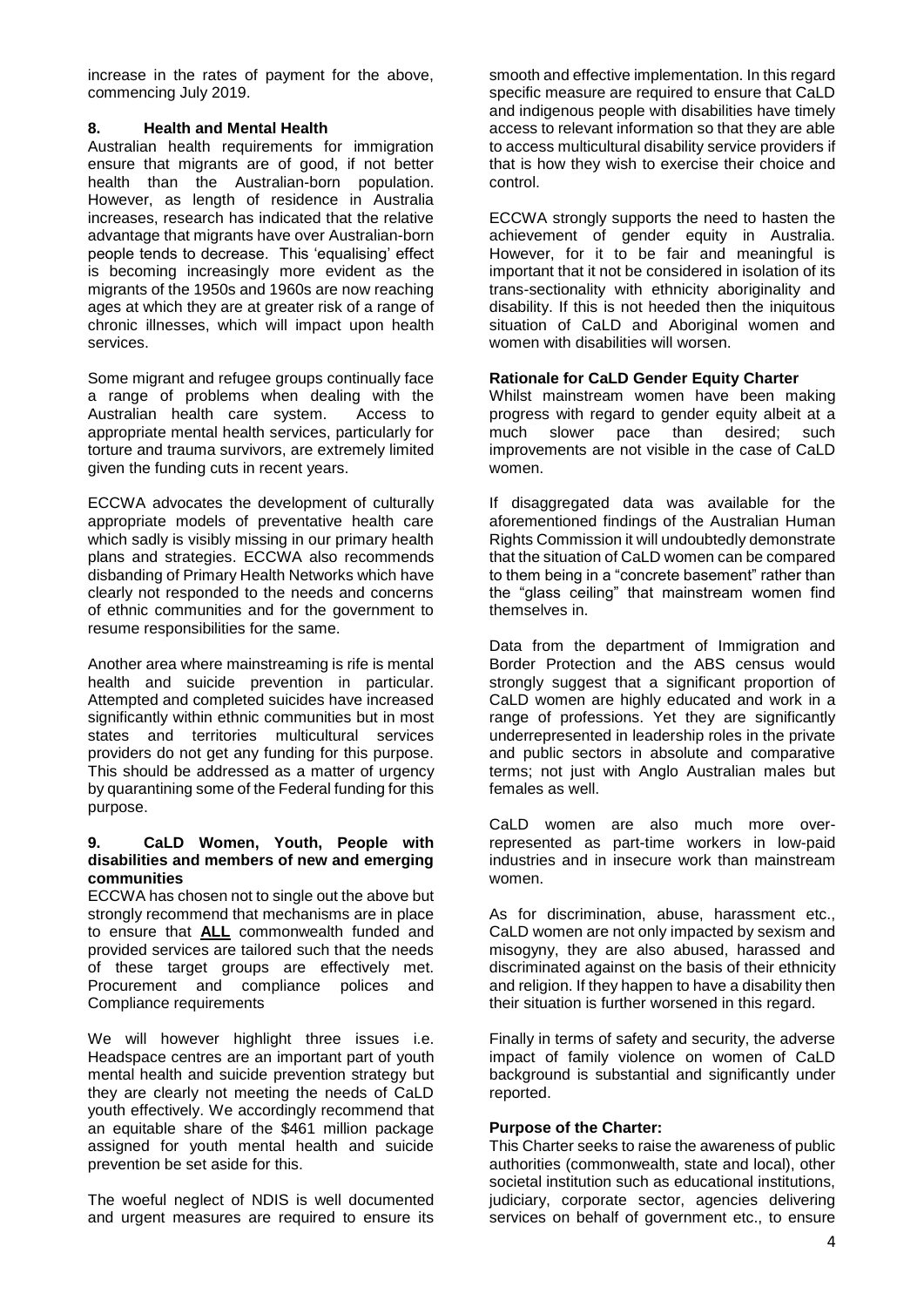increase in the rates of payment for the above, commencing July 2019.

## 8. Health and Mental Health

Australian health requirements for immigration ensure that migrants are of good, if not better health than the Australian-born population. However, as length of residence in Australia increases, research has indicated that the relative advantage that migrants have over Australian-born people tends to decrease. This 'equalising' effect is becoming increasingly more evident as the migrants of the 1950s and 1960s are now reaching ages at which they are at greater risk of a range of chronic illnesses, which will impact upon health services.

Some migrant and refugee groups continually face a range of problems when dealing with the Australian health care system. Access to appropriate mental health services, particularly for torture and trauma survivors, are extremely limited given the funding cuts in recent years.

ECCWA advocates the development of culturally appropriate models of preventative health care which sadly is visibly missing in our primary health plans and strategies. ECCWA also recommends disbanding of Primary Health Networks which have clearly not responded to the needs and concerns of ethnic communities and for the government to resume responsibilities for the same.

Another area where mainstreaming is rife is mental health and suicide prevention in particular. Attempted and completed suicides have increased significantly within ethnic communities but in most states and territories multicultural services providers do not get any funding for this purpose. This should be addressed as a matter of urgency by quarantining some of the Federal funding for this purpose.

## 9. CaLD Women, Youth, People with disabilities and members of new and emerging communities

ECCWA has chosen not to single out the above but strongly recommend that mechanisms are in place to ensure that **ALL** commonwealth funded and provided services are tailored such that the needs of these target groups are effectively met. Procurement and compliance polices and Compliance requirements

We will however highlight three issues i.e. Headspace centres are an important part of youth mental health and suicide prevention strategy but they are clearly not meeting the needs of CaLD youth effectively. We accordingly recommend that an equitable share of the $461 million package assigned for youth mental health and suicide prevention be set aside for this.

The woeful neglect of NDIS is well documented and urgent measures are required to ensure its smooth and effective implementation. In this regard specific measure are required to ensure that CaLD and indigenous people with disabilities have timely access to relevant information so that they are able to access multicultural disability service providers if that is how they wish to exercise their choice and control.

ECCWA strongly supports the need to hasten the achievement of gender equity in Australia. However, for it to be fair and meaningful is important that it not be considered in isolation of its trans-sectionality with ethnicity aboriginality and disability. If this is not heeded then the iniquitous situation of CaLD and Aboriginal women and women with disabilities will worsen.

### Rationale for CaLD Gender Equity Charter

Whilst mainstream women have been making progress with regard to gender equity albeit at a much slower pace than desired; such improvements are not visible in the case of CaLD women.

If disaggregated data was available for the aforementioned findings of the Australian Human Rights Commission it will undoubtedly demonstrate that the situation of CaLD women can be compared to them being in a "concrete basement" rather than the "glass ceiling" that mainstream women find themselves in.

Data from the department of Immigration and Border Protection and the ABS census would strongly suggest that a significant proportion of CaLD women are highly educated and work in a range of professions. Yet they are significantly underrepresented in leadership roles in the private and public sectors in absolute and comparative terms; not just with Anglo Australian males but females as well.

CaLD women are also much more over-represented as part-time workers in low-paid industries and in insecure work than mainstream women.

As for discrimination, abuse, harassment etc., CaLD women are not only impacted by sexism and misogyny, they are also abused, harassed and discriminated against on the basis of their ethnicity and religion. If they happen to have a disability then their situation is further worsened in this regard.

Finally in terms of safety and security, the adverse impact of family violence on women of CaLD background is substantial and significantly under reported.

### Purpose of the Charter:

This Charter seeks to raise the awareness of public authorities (commonwealth, state and local), other societal institution such as educational institutions, judiciary, corporate sector, agencies delivering services on behalf of government etc., to ensure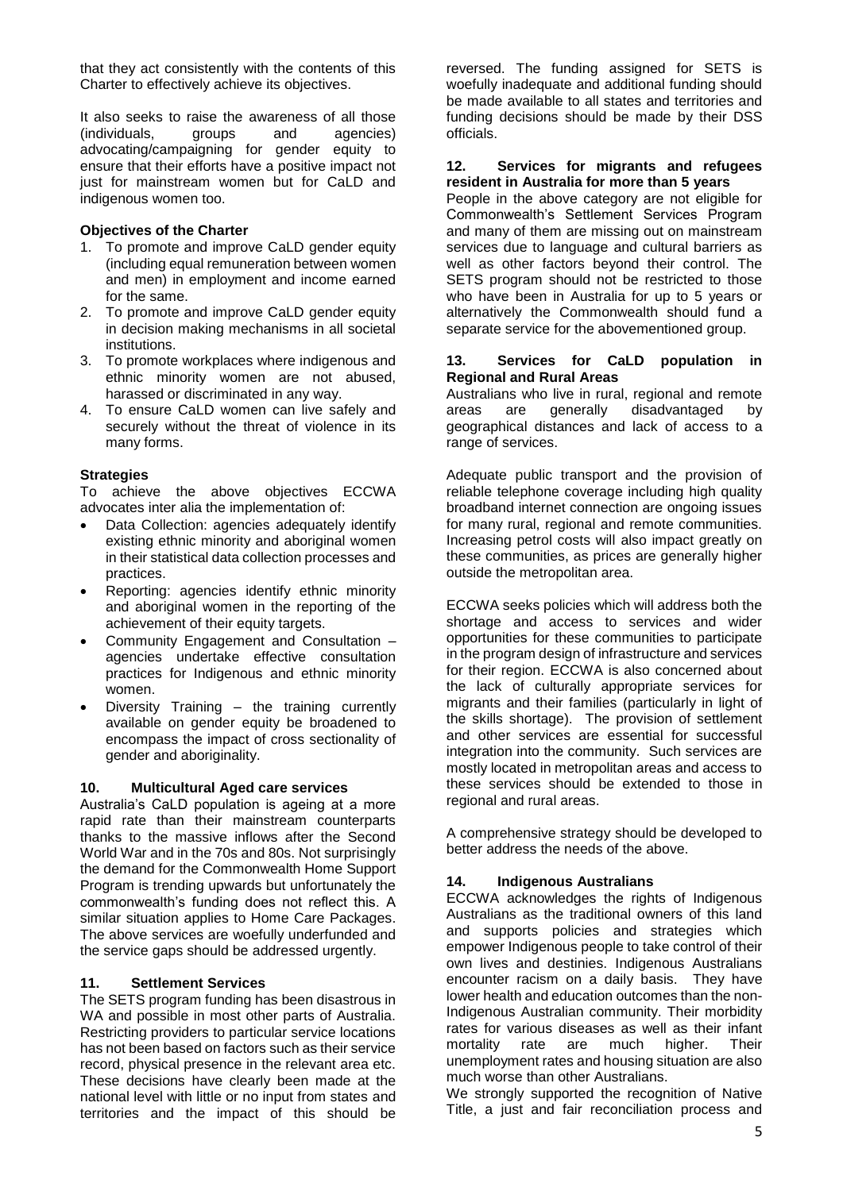that they act consistently with the contents of this Charter to effectively achieve its objectives.

It also seeks to raise the awareness of all those (individuals, groups and agencies) advocating/campaigning for gender equity to ensure that their efforts have a positive impact not just for mainstream women but for CaLD and indigenous women too.

**Objectives of the Charter**

1. To promote and improve CaLD gender equity (including equal remuneration between women and men) in employment and income earned for the same.
2. To promote and improve CaLD gender equity in decision making mechanisms in all societal institutions.
3. To promote workplaces where indigenous and ethnic minority women are not abused, harassed or discriminated in any way.
4. To ensure CaLD women can live safely and securely without the threat of violence in its many forms.

**Strategies**

To achieve the above objectives ECCWA advocates inter alia the implementation of:

- Data Collection: agencies adequately identify existing ethnic minority and aboriginal women in their statistical data collection processes and practices.
- Reporting: agencies identify ethnic minority and aboriginal women in the reporting of the achievement of their equity targets.
- Community Engagement and Consultation – agencies undertake effective consultation practices for Indigenous and ethnic minority women.
- Diversity Training – the training currently available on gender equity be broadened to encompass the impact of cross sectionality of gender and aboriginality.

### 10. Multicultural Aged care services

Australia's CaLD population is ageing at a more rapid rate than their mainstream counterparts thanks to the massive inflows after the Second World War and in the 70s and 80s. Not surprisingly the demand for the Commonwealth Home Support Program is trending upwards but unfortunately the commonwealth's funding does not reflect this. A similar situation applies to Home Care Packages. The above services are woefully underfunded and the service gaps should be addressed urgently.

### 11. Settlement Services

The SETS program funding has been disastrous in WA and possible in most other parts of Australia. Restricting providers to particular service locations has not been based on factors such as their service record, physical presence in the relevant area etc. These decisions have clearly been made at the national level with little or no input from states and territories and the impact of this should be reversed. The funding assigned for SETS is woefully inadequate and additional funding should be made available to all states and territories and funding decisions should be made by their DSS officials.

### 12. Services for migrants and refugees resident in Australia for more than 5 years

People in the above category are not eligible for Commonwealth's Settlement Services Program and many of them are missing out on mainstream services due to language and cultural barriers as well as other factors beyond their control. The SETS program should not be restricted to those who have been in Australia for up to 5 years or alternatively the Commonwealth should fund a separate service for the abovementioned group.

### 13. Services for CaLD population in Regional and Rural Areas

Australians who live in rural, regional and remote areas are generally disadvantaged by geographical distances and lack of access to a range of services.

Adequate public transport and the provision of reliable telephone coverage including high quality broadband internet connection are ongoing issues for many rural, regional and remote communities. Increasing petrol costs will also impact greatly on these communities, as prices are generally higher outside the metropolitan area.

ECCWA seeks policies which will address both the shortage and access to services and wider opportunities for these communities to participate in the program design of infrastructure and services for their region. ECCWA is also concerned about the lack of culturally appropriate services for migrants and their families (particularly in light of the skills shortage). The provision of settlement and other services are essential for successful integration into the community. Such services are mostly located in metropolitan areas and access to these services should be extended to those in regional and rural areas.

A comprehensive strategy should be developed to better address the needs of the above.

### 14. Indigenous Australians

ECCWA acknowledges the rights of Indigenous Australians as the traditional owners of this land and supports policies and strategies which empower Indigenous people to take control of their own lives and destinies. Indigenous Australians encounter racism on a daily basis. They have lower health and education outcomes than the non-Indigenous Australian community. Their morbidity rates for various diseases as well as their infant mortality rate are much higher. Their unemployment rates and housing situation are also much worse than other Australians.

We strongly supported the recognition of Native Title, a just and fair reconciliation process and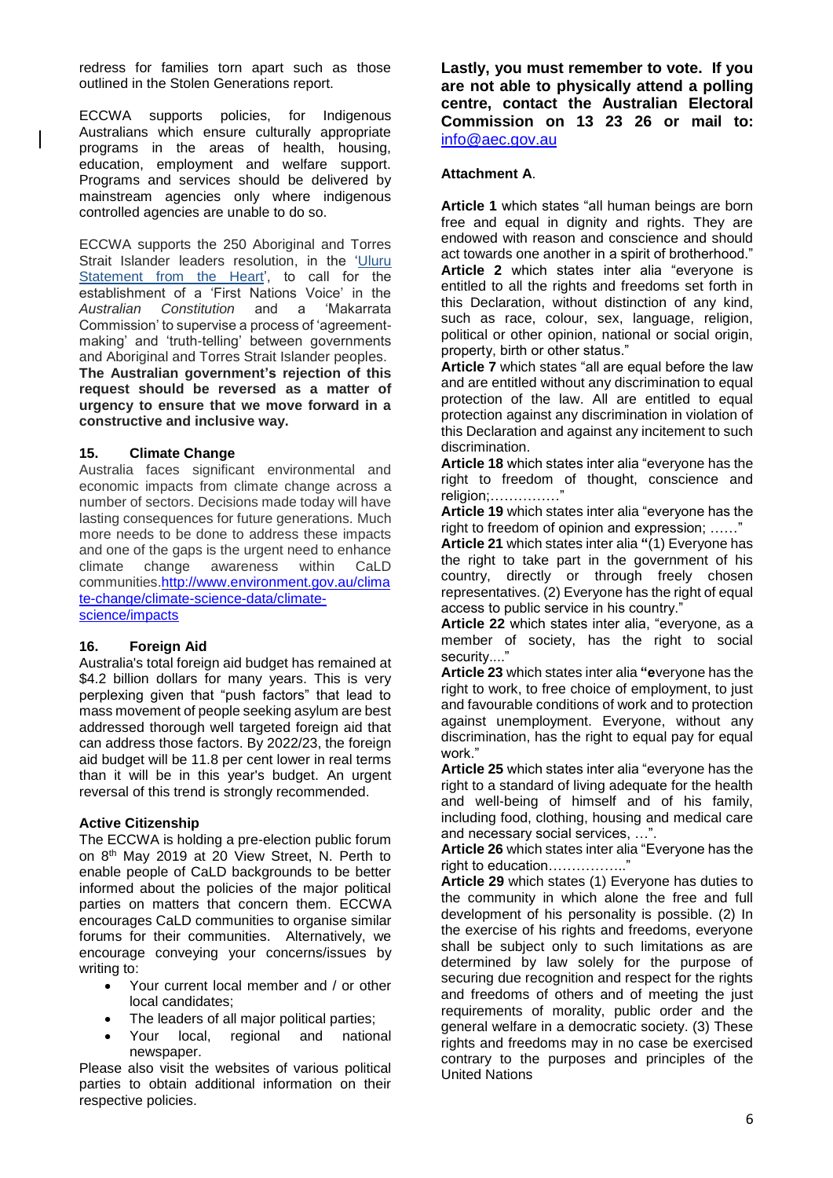redress for families torn apart such as those outlined in the Stolen Generations report.

ECCWA supports policies, for Indigenous Australians which ensure culturally appropriate programs in the areas of health, housing, education, employment and welfare support. Programs and services should be delivered by mainstream agencies only where indigenous controlled agencies are unable to do so.

ECCWA supports the 250 Aboriginal and Torres Strait Islander leaders resolution, in the '[Uluru Statement from the Heart](#)', to call for the establishment of a 'First Nations Voice' in the *Australian Constitution* and a 'Makarrata Commission' to supervise a process of 'agreement-making' and 'truth-telling' between governments and Aboriginal and Torres Strait Islander peoples. **The Australian government's rejection of this request should be reversed as a matter of urgency to ensure that we move forward in a constructive and inclusive way.**

### 15. Climate Change

Australia faces significant environmental and economic impacts from climate change across a number of sectors. Decisions made today will have lasting consequences for future generations. Much more needs to be done to address these impacts and one of the gaps is the urgent need to enhance climate change awareness within CaLD communities.[http://www.environment.gov.au/climate-change/climate-science-data/climate-science/impacts](http://www.environment.gov.au/climate-change/climate-science-data/climate-science/impacts)

### 16. Foreign Aid

Australia's total foreign aid budget has remained at $4.2 billion dollars for many years. This is very perplexing given that "push factors" that lead to mass movement of people seeking asylum are best addressed thorough well targeted foreign aid that can address those factors. By 2022/23, the foreign aid budget will be 11.8 per cent lower in real terms than it will be in this year's budget. An urgent reversal of this trend is strongly recommended.

### Active Citizenship

The ECCWA is holding a pre-election public forum on 8th May 2019 at 20 View Street, N. Perth to enable people of CaLD backgrounds to be better informed about the policies of the major political parties on matters that concern them. ECCWA encourages CaLD communities to organise similar forums for their communities. Alternatively, we encourage conveying your concerns/issues by writing to:

- Your current local member and / or other local candidates;
- The leaders of all major political parties;
- Your local, regional and national newspaper.

Please also visit the websites of various political parties to obtain additional information on their respective policies.

**Lastly, you must remember to vote. If you are not able to physically attend a polling centre, contact the Australian Electoral Commission on 13 23 26 or mail to:** [info@aec.gov.au](mailto:info@aec.gov.au)

**Attachment A**.

**Article 1** which states "all human beings are born free and equal in dignity and rights. They are endowed with reason and conscience and should act towards one another in a spirit of brotherhood."
**Article 2** which states inter alia "everyone is entitled to all the rights and freedoms set forth in this Declaration, without distinction of any kind, such as race, colour, sex, language, religion, political or other opinion, national or social origin, property, birth or other status."
**Article 7** which states "all are equal before the law and are entitled without any discrimination to equal protection of the law. All are entitled to equal protection against any discrimination in violation of this Declaration and against any incitement to such discrimination.
**Article 18** which states inter alia "everyone has the right to freedom of thought, conscience and religion;……………"
**Article 19** which states inter alia "everyone has the right to freedom of opinion and expression; ……"
**Article 21** which states inter alia **"**(1) Everyone has the right to take part in the government of his country, directly or through freely chosen representatives. (2) Everyone has the right of equal access to public service in his country."
**Article 22** which states inter alia, "everyone, as a member of society, has the right to social security...."
**Article 23** which states inter alia **"e**veryone has the right to work, to free choice of employment, to just and favourable conditions of work and to protection against unemployment. Everyone, without any discrimination, has the right to equal pay for equal work."
**Article 25** which states inter alia "everyone has the right to a standard of living adequate for the health and well-being of himself and of his family, including food, clothing, housing and medical care and necessary social services, …".
**Article 26** which states inter alia "Everyone has the right to education…………….."
**Article 29** which states (1) Everyone has duties to the community in which alone the free and full development of his personality is possible. (2) In the exercise of his rights and freedoms, everyone shall be subject only to such limitations as are determined by law solely for the purpose of securing due recognition and respect for the rights and freedoms of others and of meeting the just requirements of morality, public order and the general welfare in a democratic society. (3) These rights and freedoms may in no case be exercised contrary to the purposes and principles of the United Nations